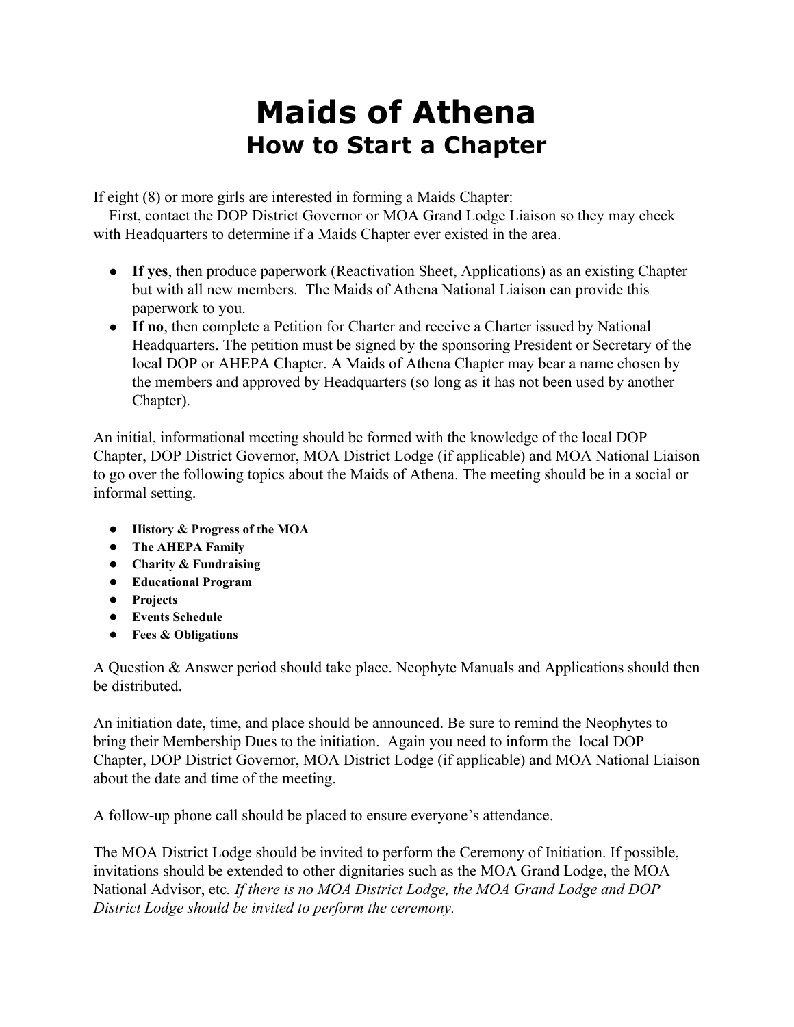# Maids of Athena
## How to Start a Chapter

If eight (8) or more girls are interested in forming a Maids Chapter:
First, contact the DOP District Governor or MOA Grand Lodge Liaison so they may check with Headquarters to determine if a Maids Chapter ever existed in the area.

- **If yes**, then produce paperwork (Reactivation Sheet, Applications) as an existing Chapter but with all new members. The Maids of Athena National Liaison can provide this paperwork to you.
- **If no**, then complete a Petition for Charter and receive a Charter issued by National Headquarters. The petition must be signed by the sponsoring President or Secretary of the local DOP or AHEPA Chapter. A Maids of Athena Chapter may bear a name chosen by the members and approved by Headquarters (so long as it has not been used by another Chapter).

An initial, informational meeting should be formed with the knowledge of the local DOP Chapter, DOP District Governor, MOA District Lodge (if applicable) and MOA National Liaison to go over the following topics about the Maids of Athena. The meeting should be in a social or informal setting.

- **History & Progress of the MOA**
- **The AHEPA Family**
- **Charity & Fundraising**
- **Educational Program**
- **Projects**
- **Events Schedule**
- **Fees & Obligations**

A Question & Answer period should take place. Neophyte Manuals and Applications should then be distributed.

An initiation date, time, and place should be announced. Be sure to remind the Neophytes to bring their Membership Dues to the initiation. Again you need to inform the local DOP Chapter, DOP District Governor, MOA District Lodge (if applicable) and MOA National Liaison about the date and time of the meeting.

A follow-up phone call should be placed to ensure everyone's attendance.

The MOA District Lodge should be invited to perform the Ceremony of Initiation. If possible, invitations should be extended to other dignitaries such as the MOA Grand Lodge, the MOA National Advisor, etc. *If there is no MOA District Lodge, the MOA Grand Lodge and DOP District Lodge should be invited to perform the ceremony.*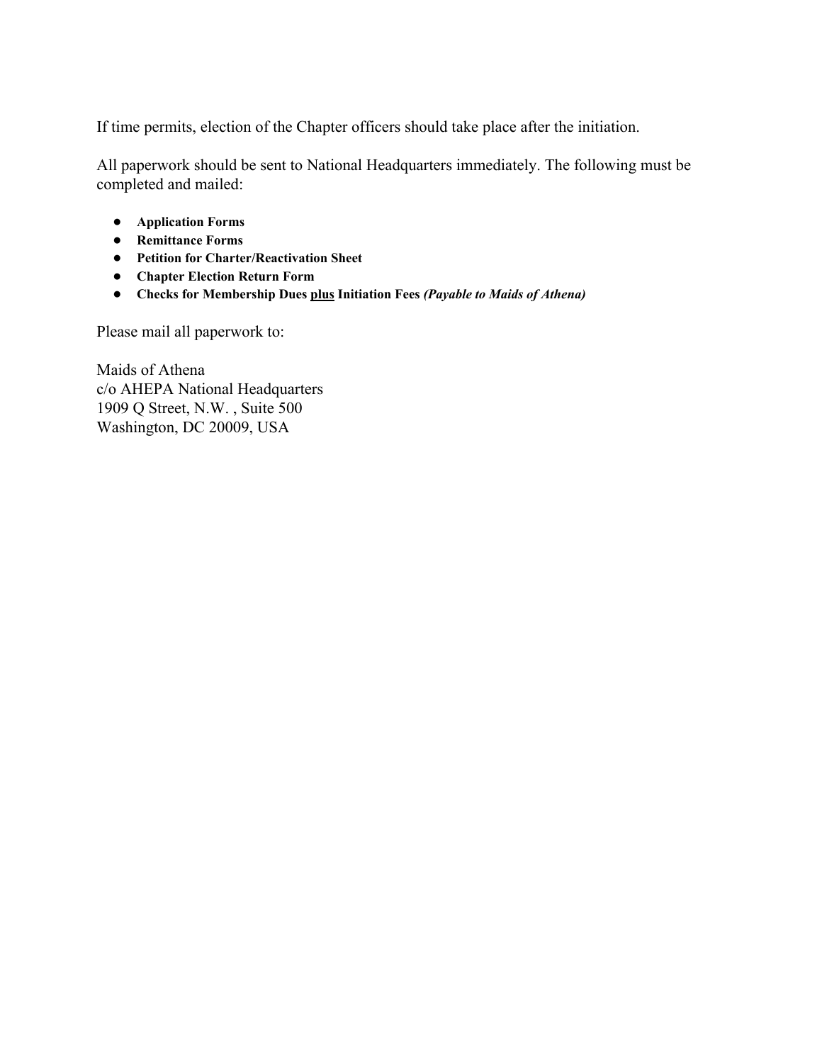If time permits, election of the Chapter officers should take place after the initiation.

All paperwork should be sent to National Headquarters immediately. The following must be completed and mailed:

- **Application Forms**
- **Remittance Forms**
- **Petition for Charter/Reactivation Sheet**
- **Chapter Election Return Form**
- **Checks for Membership Dues <u>plus</u> Initiation Fees *(Payable to Maids of Athena)***

Please mail all paperwork to:

Maids of Athena
c/o AHEPA National Headquarters
1909 Q Street, N.W. , Suite 500
Washington, DC 20009, USA